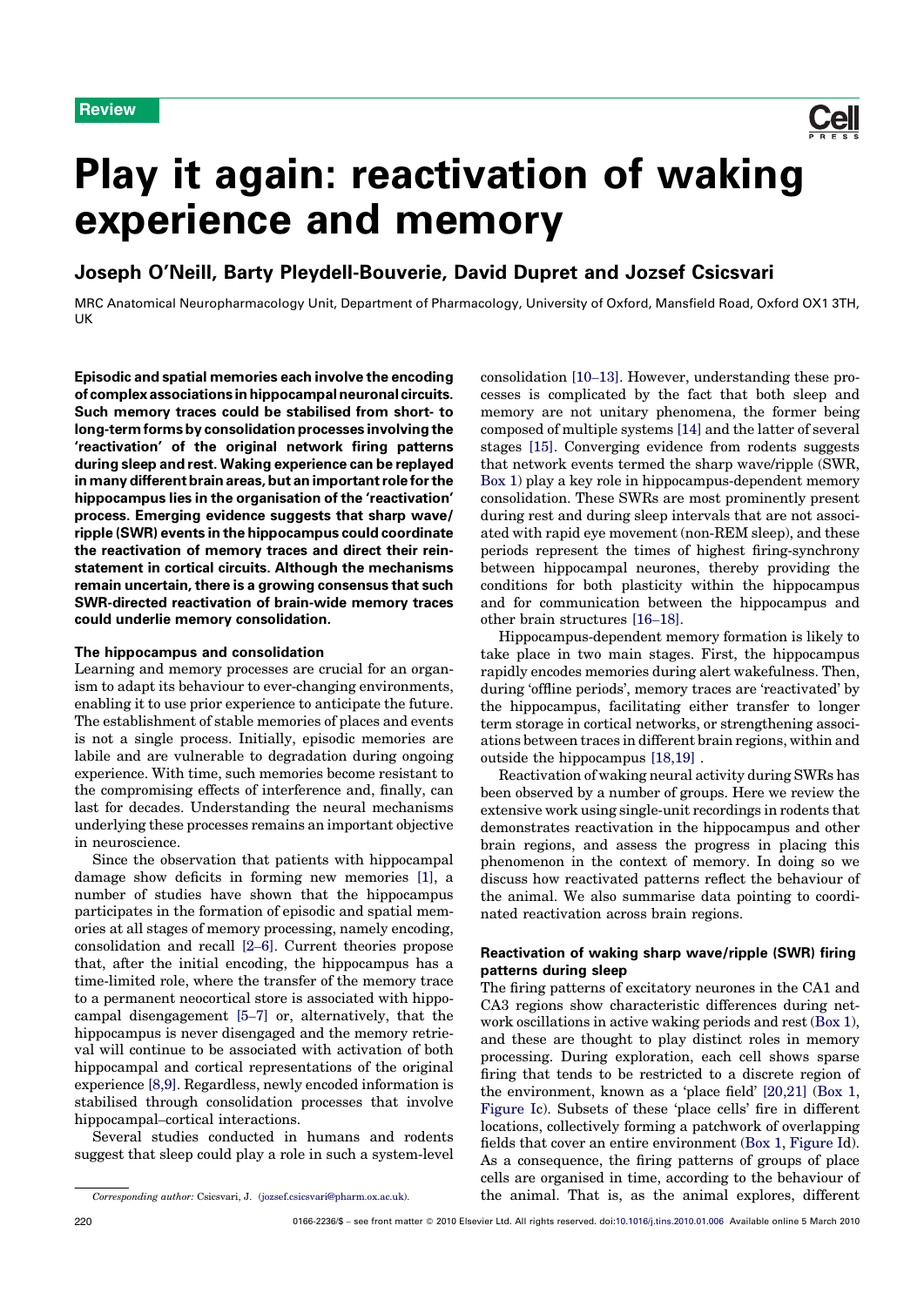Review

# Play it again: reactivation of waking experience and memory

## Joseph O'Neill, Barty Pleydell-Bouverie, David Dupret and Jozsef Csicsvari

MRC Anatomical Neuropharmacology Unit, Department of Pharmacology, University of Oxford, Mansfield Road, Oxford OX1 3TH, UK

**Episodic and spatial memories each involve the encoding of complex associations in hippocampal neuronal circuits. Such memory traces could be stabilised from short- to long-term forms by consolidation processes involving the 'reactivation' of the original network firing patterns during sleep and rest. Waking experience can be replayed in many different brain areas, but an important role for the hippocampus lies in the organisation of the 'reactivation' process. Emerging evidence suggests that sharp wave/ripple (SWR) events in the hippocampus could coordinate the reactivation of memory traces and direct their reinstatement in cortical circuits. Although the mechanisms remain uncertain, there is a growing consensus that such SWR-directed reactivation of brain-wide memory traces could underlie memory consolidation.**

### The hippocampus and consolidation

Learning and memory processes are crucial for an organism to adapt its behaviour to ever-changing environments, enabling it to use prior experience to anticipate the future. The establishment of stable memories of places and events is not a single process. Initially, episodic memories are labile and are vulnerable to degradation during ongoing experience. With time, such memories become resistant to the compromising effects of interference and, finally, can last for decades. Understanding the neural mechanisms underlying these processes remains an important objective in neuroscience.

Since the observation that patients with hippocampal damage show deficits in forming new memories [1], a number of studies have shown that the hippocampus participates in the formation of episodic and spatial memories at all stages of memory processing, namely encoding, consolidation and recall [2–6]. Current theories propose that, after the initial encoding, the hippocampus has a time-limited role, where the transfer of the memory trace to a permanent neocortical store is associated with hippocampal disengagement [5–7] or, alternatively, that the hippocampus is never disengaged and the memory retrieval will continue to be associated with activation of both hippocampal and cortical representations of the original experience [8,9]. Regardless, newly encoded information is stabilised through consolidation processes that involve hippocampal–cortical interactions.

Several studies conducted in humans and rodents suggest that sleep could play a role in such a system-level consolidation [10–13]. However, understanding these processes is complicated by the fact that both sleep and memory are not unitary phenomena, the former being composed of multiple systems [14] and the latter of several stages [15]. Converging evidence from rodents suggests that network events termed the sharp wave/ripple (SWR, Box 1) play a key role in hippocampus-dependent memory consolidation. These SWRs are most prominently present during rest and during sleep intervals that are not associated with rapid eye movement (non-REM sleep), and these periods represent the times of highest firing-synchrony between hippocampal neurones, thereby providing the conditions for both plasticity within the hippocampus and for communication between the hippocampus and other brain structures [16–18].

Hippocampus-dependent memory formation is likely to take place in two main stages. First, the hippocampus rapidly encodes memories during alert wakefulness. Then, during 'offline periods', memory traces are 'reactivated' by the hippocampus, facilitating either transfer to longer term storage in cortical networks, or strengthening associations between traces in different brain regions, within and outside the hippocampus [18,19] .

Reactivation of waking neural activity during SWRs has been observed by a number of groups. Here we review the extensive work using single-unit recordings in rodents that demonstrates reactivation in the hippocampus and other brain regions, and assess the progress in placing this phenomenon in the context of memory. In doing so we discuss how reactivated patterns reflect the behaviour of the animal. We also summarise data pointing to coordinated reactivation across brain regions.

### Reactivation of waking sharp wave/ripple (SWR) firing patterns during sleep

The firing patterns of excitatory neurones in the CA1 and CA3 regions show characteristic differences during network oscillations in active waking periods and rest (Box 1), and these are thought to play distinct roles in memory processing. During exploration, each cell shows sparse firing that tends to be restricted to a discrete region of the environment, known as a 'place field' [20,21] (Box 1, Figure Ic). Subsets of these 'place cells' fire in different locations, collectively forming a patchwork of overlapping fields that cover an entire environment (Box 1, Figure Id). As a consequence, the firing patterns of groups of place cells are organised in time, according to the behaviour of the animal. That is, as the animal explores, different

*Corresponding author:* Csicsvari, J. (jozsef.csicsvari@pharm.ox.ac.uk).

0166-2236/$ – see front matter © 2010 Elsevier Ltd. All rights reserved. doi:10.1016/j.tins.2010.01.006 Available online 5 March 2010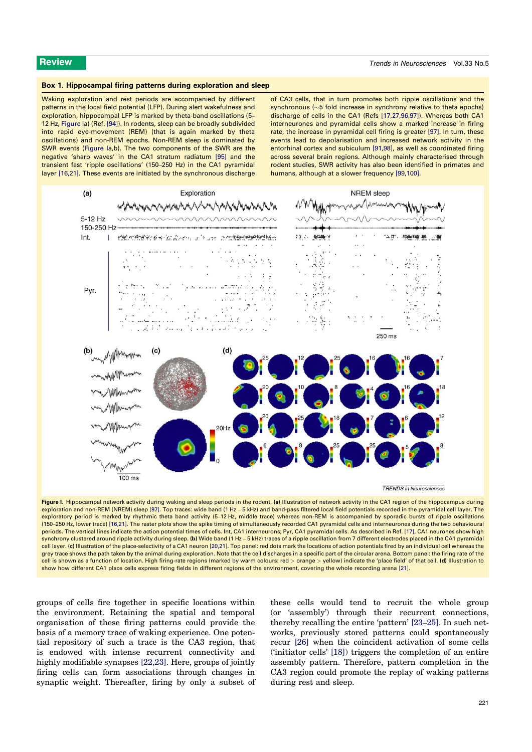## Box 1. Hippocampal firing patterns during exploration and sleep

Waking exploration and rest periods are accompanied by different patterns in the local field potential (LFP). During alert wakefulness and exploration, hippocampal LFP is marked by theta-band oscillations (5–12 Hz, Figure Ia) (Ref. [94]). In rodents, sleep can be broadly subdivided into rapid eye-movement (REM) (that is again marked by theta oscillations) and non-REM epochs. Non-REM sleep is dominated by SWR events (Figure Ia,b). The two components of the SWR are the negative 'sharp waves' in the CA1 stratum radiatum [95] and the transient fast 'ripple oscillations' (150–250 Hz) in the CA1 pyramidal layer [16,21]. These events are initiated by the synchronous discharge of CA3 cells, that in turn promotes both ripple oscillations and the synchronous (~5 fold increase in synchrony relative to theta epochs) discharge of cells in the CA1 (Refs [17,27,96,97]). Whereas both CA1 interneurones and pyramidal cells show a marked increase in firing rate, the increase in pyramidal cell firing is greater [97]. In turn, these events lead to depolarisation and increased network activity in the entorhinal cortex and subiculum [91,98], as well as coordinated firing across several brain regions. Although mainly characterised through rodent studies, SWR activity has also been identified in primates and humans, although at a slower frequency [99,100].

**Figure I.** Hippocampal network activity during waking and sleep periods in the rodent. **(a)** Illustration of network activity in the CA1 region of the hippocampus during exploration and non-REM (NREM) sleep [97]. Top traces: wide band (1 Hz – 5 kHz) and band-pass filtered local field potentials recorded in the pyramidal cell layer. The exploratory period is marked by rhythmic theta band activity (5–12 Hz, middle trace) whereas non-REM is accompanied by sporadic bursts of ripple oscillations (150–250 Hz, lower trace) [16,21]. The raster plots show the spike timing of simultaneously recorded CA1 pyramidal cells and interneurones during the two behavioural periods. The vertical lines indicate the action potential times of cells. Int, CA1 interneurones; Pyr, CA1 pyramidal cells. As described in Ref. [17], CA1 neurones show high synchrony clustered around ripple activity during sleep. **(b)** Wide band (1 Hz – 5 kHz) traces of a ripple oscillation from 7 different electrodes placed in the CA1 pyramidal cell layer. **(c)** Illustration of the place-selectivity of a CA1 neuron [20,21]. Top panel: red dots mark the locations of action potentials fired by an individual cell whereas the grey trace shows the path taken by the animal during exploration. Note that the cell discharges in a specific part of the circular arena. Bottom panel: the firing rate of the cell is shown as a function of location. High firing-rate regions (marked by warm colours: red > orange > yellow) indicate the 'place field' of that cell. **(d)** Illustration to show how different CA1 place cells express firing fields in different regions of the environment, covering the whole recording arena [21].

groups of cells fire together in specific locations within the environment. Retaining the spatial and temporal organisation of these firing patterns could provide the basis of a memory trace of waking experience. One potential repository of such a trace is the CA3 region, that is endowed with intense recurrent connectivity and highly modifiable synapses [22,23]. Here, groups of jointly firing cells can form associations through changes in synaptic weight. Thereafter, firing by only a subset of these cells would tend to recruit the whole group (or 'assembly') through their recurrent connections, thereby recalling the entire 'pattern' [23–25]. In such networks, previously stored patterns could spontaneously recur [26] when the coincident activation of some cells ('initiator cells' [18]) triggers the completion of an entire assembly pattern. Therefore, pattern completion in the CA3 region could promote the replay of waking patterns during rest and sleep.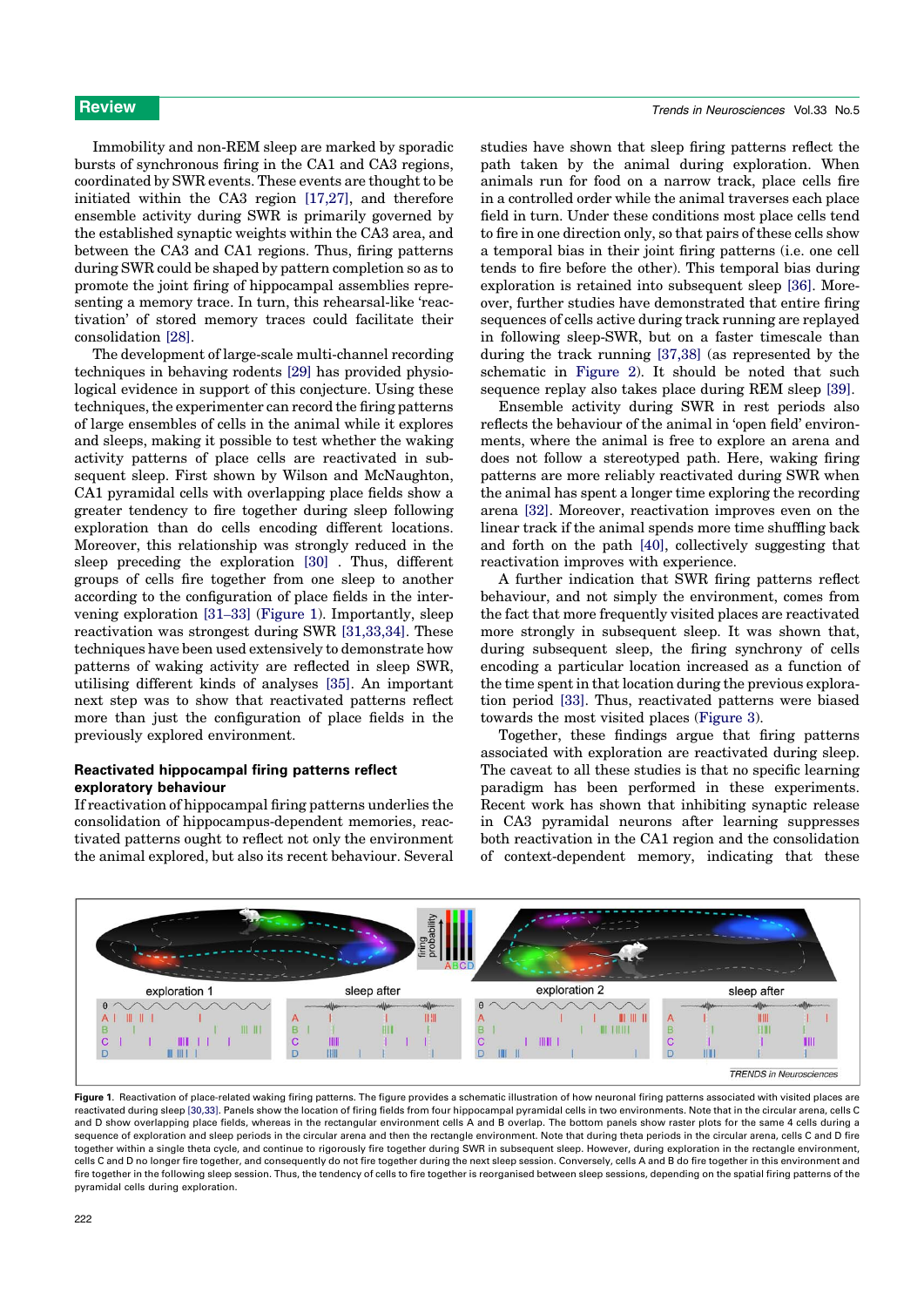Immobility and non-REM sleep are marked by sporadic bursts of synchronous firing in the CA1 and CA3 regions, coordinated by SWR events. These events are thought to be initiated within the CA3 region [17,27], and therefore ensemble activity during SWR is primarily governed by the established synaptic weights within the CA3 area, and between the CA3 and CA1 regions. Thus, firing patterns during SWR could be shaped by pattern completion so as to promote the joint firing of hippocampal assemblies representing a memory trace. In turn, this rehearsal-like 'reactivation' of stored memory traces could facilitate their consolidation [28].

The development of large-scale multi-channel recording techniques in behaving rodents [29] has provided physiological evidence in support of this conjecture. Using these techniques, the experimenter can record the firing patterns of large ensembles of cells in the animal while it explores and sleeps, making it possible to test whether the waking activity patterns of place cells are reactivated in subsequent sleep. First shown by Wilson and McNaughton, CA1 pyramidal cells with overlapping place fields show a greater tendency to fire together during sleep following exploration than do cells encoding different locations. Moreover, this relationship was strongly reduced in the sleep preceding the exploration [30] . Thus, different groups of cells fire together from one sleep to another according to the configuration of place fields in the intervening exploration [31–33] (Figure 1). Importantly, sleep reactivation was strongest during SWR [31,33,34]. These techniques have been used extensively to demonstrate how patterns of waking activity are reflected in sleep SWR, utilising different kinds of analyses [35]. An important next step was to show that reactivated patterns reflect more than just the configuration of place fields in the previously explored environment.

### Reactivated hippocampal firing patterns reflect exploratory behaviour

If reactivation of hippocampal firing patterns underlies the consolidation of hippocampus-dependent memories, reactivated patterns ought to reflect not only the environment the animal explored, but also its recent behaviour. Several studies have shown that sleep firing patterns reflect the path taken by the animal during exploration. When animals run for food on a narrow track, place cells fire in a controlled order while the animal traverses each place field in turn. Under these conditions most place cells tend to fire in one direction only, so that pairs of these cells show a temporal bias in their joint firing patterns (i.e. one cell tends to fire before the other). This temporal bias during exploration is retained into subsequent sleep [36]. Moreover, further studies have demonstrated that entire firing sequences of cells active during track running are replayed in following sleep-SWR, but on a faster timescale than during the track running [37,38] (as represented by the schematic in Figure 2). It should be noted that such sequence replay also takes place during REM sleep [39].

Ensemble activity during SWR in rest periods also reflects the behaviour of the animal in 'open field' environments, where the animal is free to explore an arena and does not follow a stereotyped path. Here, waking firing patterns are more reliably reactivated during SWR when the animal has spent a longer time exploring the recording arena [32]. Moreover, reactivation improves even on the linear track if the animal spends more time shuffling back and forth on the path [40], collectively suggesting that reactivation improves with experience.

A further indication that SWR firing patterns reflect behaviour, and not simply the environment, comes from the fact that more frequently visited places are reactivated more strongly in subsequent sleep. It was shown that, during subsequent sleep, the firing synchrony of cells encoding a particular location increased as a function of the time spent in that location during the previous exploration period [33]. Thus, reactivated patterns were biased towards the most visited places (Figure 3).

Together, these findings argue that firing patterns associated with exploration are reactivated during sleep. The caveat to all these studies is that no specific learning paradigm has been performed in these experiments. Recent work has shown that inhibiting synaptic release in CA3 pyramidal neurons after learning suppresses both reactivation in the CA1 region and the consolidation of context-dependent memory, indicating that these

**Figure 1.** Reactivation of place-related waking firing patterns. The figure provides a schematic illustration of how neuronal firing patterns associated with visited places are reactivated during sleep [30,33]. Panels show the location of firing fields from four hippocampal pyramidal cells in two environments. Note that in the circular arena, cells C and D show overlapping place fields, whereas in the rectangular environment cells A and B overlap. The bottom panels show raster plots for the same 4 cells during a sequence of exploration and sleep periods in the circular arena and then the rectangle environment. Note that during theta periods in the circular arena, cells C and D fire together within a single theta cycle, and continue to rigorously fire together during SWR in subsequent sleep. However, during exploration in the rectangle environment, cells C and D no longer fire together, and consequently do not fire together during the next sleep session. Conversely, cells A and B do fire together in this environment and fire together in the following sleep session. Thus, the tendency of cells to fire together is reorganised between sleep sessions, depending on the spatial firing patterns of the pyramidal cells during exploration.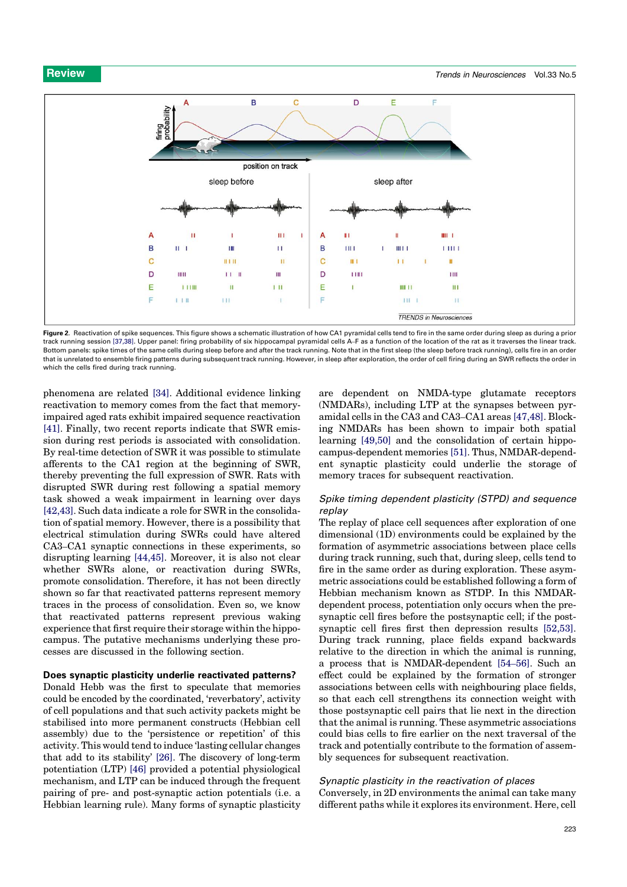Figure 2. Reactivation of spike sequences. This figure shows a schematic illustration of how CA1 pyramidal cells tend to fire in the same order during sleep as during a prior track running session [37,38]. Upper panel: firing probability of six hippocampal pyramidal cells A–F as a function of the location of the rat as it traverses the linear track. Bottom panels: spike times of the same cells during sleep before and after the track running. Note that in the first sleep (the sleep before track running), cells fire in an order that is unrelated to ensemble firing patterns during subsequent track running. However, in sleep after exploration, the order of cell firing during an SWR reflects the order in which the cells fired during track running.

phenomena are related [34]. Additional evidence linking reactivation to memory comes from the fact that memory-impaired aged rats exhibit impaired sequence reactivation [41]. Finally, two recent reports indicate that SWR emission during rest periods is associated with consolidation. By real-time detection of SWR it was possible to stimulate afferents to the CA1 region at the beginning of SWR, thereby preventing the full expression of SWR. Rats with disrupted SWR during rest following a spatial memory task showed a weak impairment in learning over days [42,43]. Such data indicate a role for SWR in the consolidation of spatial memory. However, there is a possibility that electrical stimulation during SWRs could have altered CA3–CA1 synaptic connections in these experiments, so disrupting learning [44,45]. Moreover, it is also not clear whether SWRs alone, or reactivation during SWRs, promote consolidation. Therefore, it has not been directly shown so far that reactivated patterns represent memory traces in the process of consolidation. Even so, we know that reactivated patterns represent previous waking experience that first require their storage within the hippocampus. The putative mechanisms underlying these processes are discussed in the following section.

## Does synaptic plasticity underlie reactivated patterns?

Donald Hebb was the first to speculate that memories could be encoded by the coordinated, 'reverbatory', activity of cell populations and that such activity packets might be stabilised into more permanent constructs (Hebbian cell assembly) due to the 'persistence or repetition' of this activity. This would tend to induce 'lasting cellular changes that add to its stability' [26]. The discovery of long-term potentiation (LTP) [46] provided a potential physiological mechanism, and LTP can be induced through the frequent pairing of pre- and post-synaptic action potentials (i.e. a Hebbian learning rule). Many forms of synaptic plasticity are dependent on NMDA-type glutamate receptors (NMDARs), including LTP at the synapses between pyramidal cells in the CA3 and CA3–CA1 areas [47,48]. Blocking NMDARs has been shown to impair both spatial learning [49,50] and the consolidation of certain hippocampus-dependent memories [51]. Thus, NMDAR-dependent synaptic plasticity could underlie the storage of memory traces for subsequent reactivation.

### *Spike timing dependent plasticity (STPD) and sequence replay*

The replay of place cell sequences after exploration of one dimensional (1D) environments could be explained by the formation of asymmetric associations between place cells during track running, such that, during sleep, cells tend to fire in the same order as during exploration. These asymmetric associations could be established following a form of Hebbian mechanism known as STDP. In this NMDAR-dependent process, potentiation only occurs when the presynaptic cell fires before the postsynaptic cell; if the postsynaptic cell fires first then depression results [52,53]. During track running, place fields expand backwards relative to the direction in which the animal is running, a process that is NMDAR-dependent [54–56]. Such an effect could be explained by the formation of stronger associations between cells with neighbouring place fields, so that each cell strengthens its connection weight with those postsynaptic cell pairs that lie next in the direction that the animal is running. These asymmetric associations could bias cells to fire earlier on the next traversal of the track and potentially contribute to the formation of assembly sequences for subsequent reactivation.

### *Synaptic plasticity in the reactivation of places*

Conversely, in 2D environments the animal can take many different paths while it explores its environment. Here, cell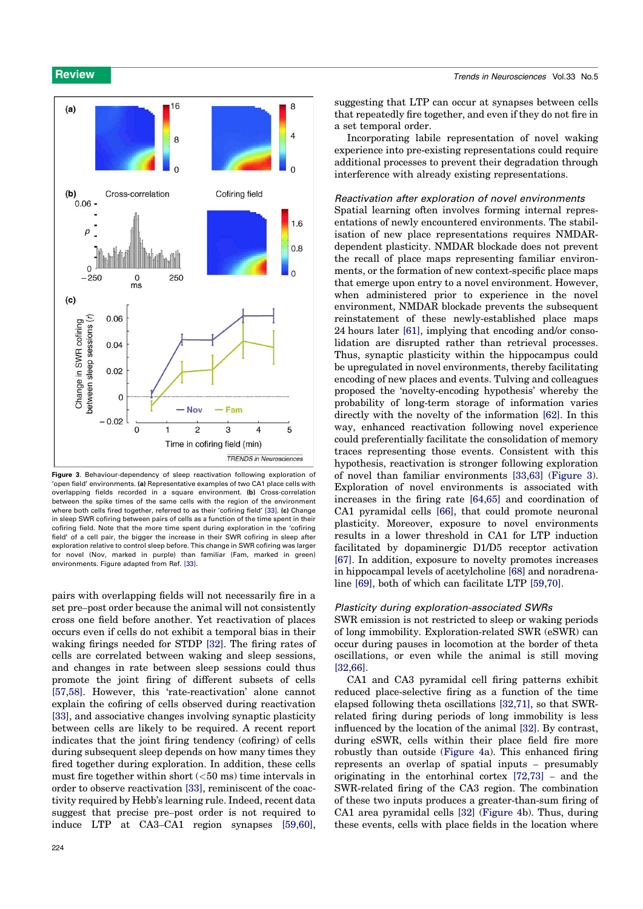Figure 3. Behaviour-dependency of sleep reactivation following exploration of 'open field' environments. (a) Representative examples of two CA1 place cells with overlapping fields recorded in a square environment. (b) Cross-correlation between the spike times of the same cells with the region of the environment where both cells fired together, referred to as their 'cofiring field' [33]. (c) Change in sleep SWR cofiring between pairs of cells as a function of the time spent in their cofiring field. Note that the more time spent during exploration in the 'cofiring field' of a cell pair, the bigger the increase in their SWR cofiring in sleep after exploration relative to control sleep before. This change in SWR cofiring was larger for novel (Nov, marked in purple) than familiar (Fam, marked in green) environments. Figure adapted from Ref. [33].

pairs with overlapping fields will not necessarily fire in a set pre–post order because the animal will not consistently cross one field before another. Yet reactivation of places occurs even if cells do not exhibit a temporal bias in their waking firings needed for STDP [32]. The firing rates of cells are correlated between waking and sleep sessions, and changes in rate between sleep sessions could thus promote the joint firing of different subsets of cells [57,58]. However, this 'rate-reactivation' alone cannot explain the cofiring of cells observed during reactivation [33], and associative changes involving synaptic plasticity between cells are likely to be required. A recent report indicates that the joint firing tendency (cofiring) of cells during subsequent sleep depends on how many times they fired together during exploration. In addition, these cells must fire together within short (<50 ms) time intervals in order to observe reactivation [33], reminiscent of the coactivity required by Hebb's learning rule. Indeed, recent data suggest that precise pre–post order is not required to induce LTP at CA3–CA1 region synapses [59,60], suggesting that LTP can occur at synapses between cells that repeatedly fire together, and even if they do not fire in a set temporal order.

Incorporating labile representation of novel waking experience into pre-existing representations could require additional processes to prevent their degradation through interference with already existing representations.

### *Reactivation after exploration of novel environments*

Spatial learning often involves forming internal representations of newly encountered environments. The stabilisation of new place representations requires NMDAR-dependent plasticity. NMDAR blockade does not prevent the recall of place maps representing familiar environments, or the formation of new context-specific place maps that emerge upon entry to a novel environment. However, when administered prior to experience in the novel environment, NMDAR blockade prevents the subsequent reinstatement of these newly-established place maps 24 hours later [61], implying that encoding and/or consolidation are disrupted rather than retrieval processes. Thus, synaptic plasticity within the hippocampus could be upregulated in novel environments, thereby facilitating encoding of new places and events. Tulving and colleagues proposed the 'novelty-encoding hypothesis' whereby the probability of long-term storage of information varies directly with the novelty of the information [62]. In this way, enhanced reactivation following novel experience could preferentially facilitate the consolidation of memory traces representing those events. Consistent with this hypothesis, reactivation is stronger following exploration of novel than familiar environments [33,63] (Figure 3). Exploration of novel environments is associated with increases in the firing rate [64,65] and coordination of CA1 pyramidal cells [66], that could promote neuronal plasticity. Moreover, exposure to novel environments results in a lower threshold in CA1 for LTP induction facilitated by dopaminergic D1/D5 receptor activation [67]. In addition, exposure to novelty promotes increases in hippocampal levels of acetylcholine [68] and noradrenaline [69], both of which can facilitate LTP [59,70].

### *Plasticity during exploration-associated SWRs*

SWR emission is not restricted to sleep or waking periods of long immobility. Exploration-related SWR (eSWR) can occur during pauses in locomotion at the border of theta oscillations, or even while the animal is still moving [32,66].

CA1 and CA3 pyramidal cell firing patterns exhibit reduced place-selective firing as a function of the time elapsed following theta oscillations [32,71], so that SWR-related firing during periods of long immobility is less influenced by the location of the animal [32]. By contrast, during eSWR, cells within their place field fire more robustly than outside (Figure 4a). This enhanced firing represents an overlap of spatial inputs – presumably originating in the entorhinal cortex [72,73] – and the SWR-related firing of the CA3 region. The combination of these two inputs produces a greater-than-sum firing of CA1 area pyramidal cells [32] (Figure 4b). Thus, during these events, cells with place fields in the location where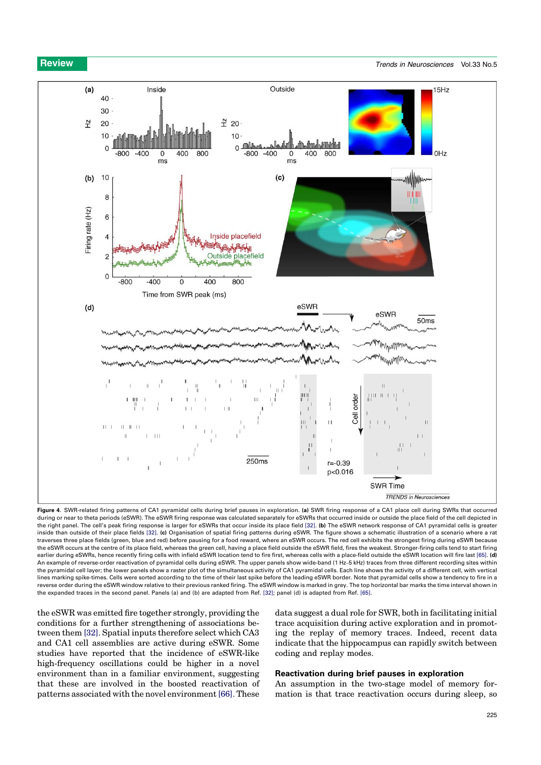**Figure 4**. SWR-related firing patterns of CA1 pyramidal cells during brief pauses in exploration. **(a)** SWR firing response of a CA1 place cell during SWRs that occurred during or near to theta periods (eSWR). The eSWR firing response was calculated separately for eSWRs that occurred inside or outside the place field of the cell depicted in the right panel. The cell's peak firing response is larger for eSWRs that occur inside its place field [32]. **(b)** The eSWR network response of CA1 pyramidal cells is greater inside than outside of their place fields [32]. **(c)** Organisation of spatial firing patterns during eSWR. The figure shows a schematic illustration of a scenario where a rat traverses three place fields (green, blue and red) before pausing for a food reward, where an eSWR occurs. The red cell exhibits the strongest firing during eSWR because the eSWR occurs at the centre of its place field, whereas the green cell, having a place field outside the eSWR field, fires the weakest. Stronger-firing cells tend to start firing earlier during eSWRs, hence recently firing cells with infield eSWR location tend to fire first, whereas cells with a place-field outside the eSWR location will fire last [65]. **(d)** An example of reverse-order reactivation of pyramidal cells during eSWR. The upper panels show wide-band (1 Hz–5 kHz) traces from three different recording sites within the pyramidal cell layer; the lower panels show a raster plot of the simultaneous activity of CA1 pyramidal cells. Each line shows the activity of a different cell, with vertical lines marking spike-times. Cells were sorted according to the time of their last spike before the leading eSWR border. Note that pyramidal cells show a tendency to fire in a reverse order during the eSWR window relative to their previous ranked firing. The eSWR window is marked in grey. The top horizontal bar marks the time interval shown in the expanded traces in the second panel. Panels (a) and (b) are adapted from Ref. [32]; panel (d) is adapted from Ref. [65].

the eSWR was emitted fire together strongly, providing the conditions for a further strengthening of associations between them [32]. Spatial inputs therefore select which CA3 and CA1 cell assemblies are active during eSWR. Some studies have reported that the incidence of eSWR-like high-frequency oscillations could be higher in a novel environment than in a familiar environment, suggesting that these are involved in the boosted reactivation of patterns associated with the novel environment [66]. These data suggest a dual role for SWR, both in facilitating initial trace acquisition during active exploration and in promoting the replay of memory traces. Indeed, recent data indicate that the hippocampus can rapidly switch between coding and replay modes.

## Reactivation during brief pauses in exploration

An assumption in the two-stage model of memory formation is that trace reactivation occurs during sleep, so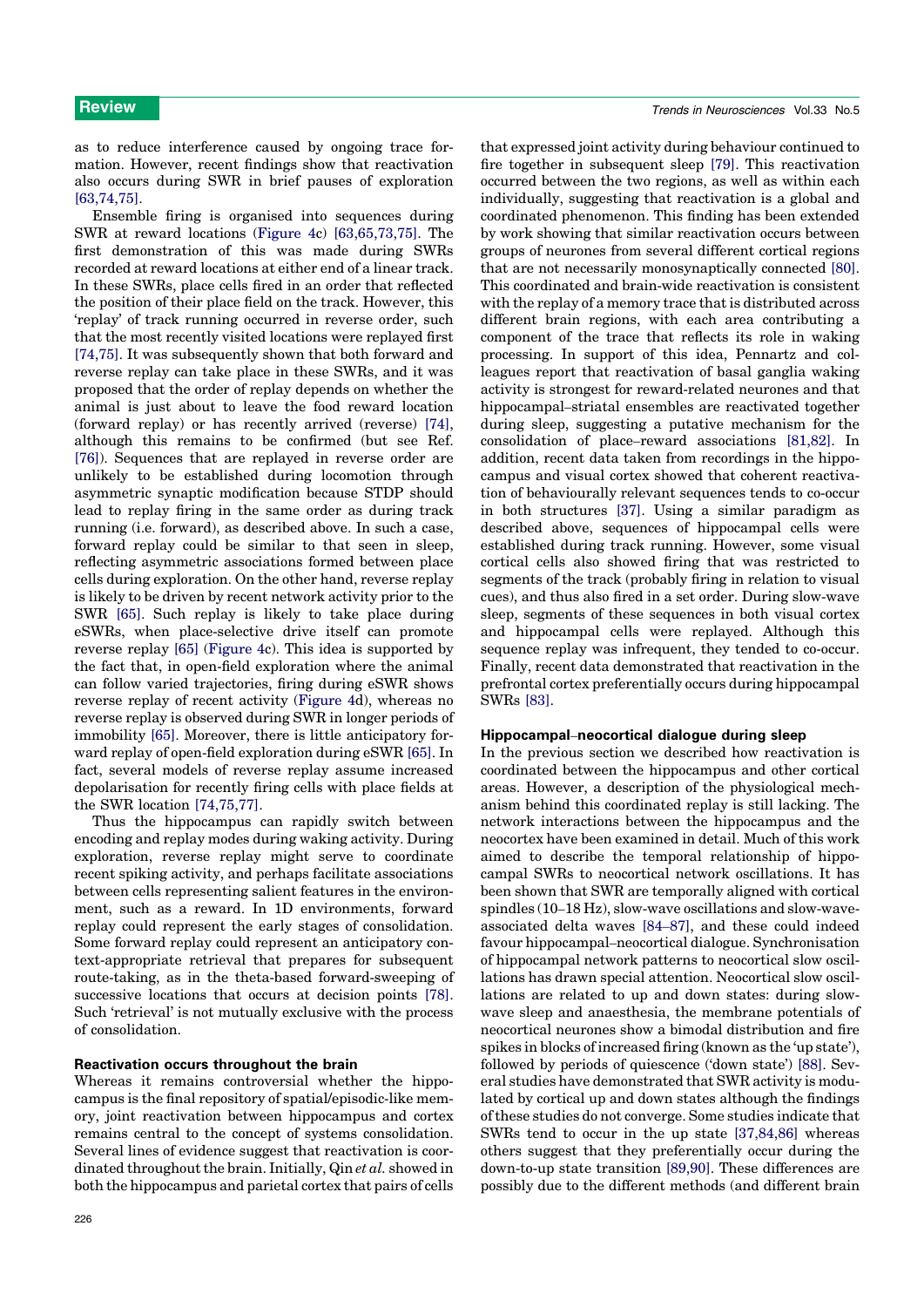as to reduce interference caused by ongoing trace formation. However, recent findings show that reactivation also occurs during SWR in brief pauses of exploration [63,74,75].

Ensemble firing is organised into sequences during SWR at reward locations (Figure 4c) [63,65,73,75]. The first demonstration of this was made during SWRs recorded at reward locations at either end of a linear track. In these SWRs, place cells fired in an order that reflected the position of their place field on the track. However, this 'replay' of track running occurred in reverse order, such that the most recently visited locations were replayed first [74,75]. It was subsequently shown that both forward and reverse replay can take place in these SWRs, and it was proposed that the order of replay depends on whether the animal is just about to leave the food reward location (forward replay) or has recently arrived (reverse) [74], although this remains to be confirmed (but see Ref. [76]). Sequences that are replayed in reverse order are unlikely to be established during locomotion through asymmetric synaptic modification because STDP should lead to replay firing in the same order as during track running (i.e. forward), as described above. In such a case, forward replay could be similar to that seen in sleep, reflecting asymmetric associations formed between place cells during exploration. On the other hand, reverse replay is likely to be driven by recent network activity prior to the SWR [65]. Such replay is likely to take place during eSWRs, when place-selective drive itself can promote reverse replay [65] (Figure 4c). This idea is supported by the fact that, in open-field exploration where the animal can follow varied trajectories, firing during eSWR shows reverse replay of recent activity (Figure 4d), whereas no reverse replay is observed during SWR in longer periods of immobility [65]. Moreover, there is little anticipatory forward replay of open-field exploration during eSWR [65]. In fact, several models of reverse replay assume increased depolarisation for recently firing cells with place fields at the SWR location [74,75,77].

Thus the hippocampus can rapidly switch between encoding and replay modes during waking activity. During exploration, reverse replay might serve to coordinate recent spiking activity, and perhaps facilitate associations between cells representing salient features in the environment, such as a reward. In 1D environments, forward replay could represent the early stages of consolidation. Some forward replay could represent an anticipatory context-appropriate retrieval that prepares for subsequent route-taking, as in the theta-based forward-sweeping of successive locations that occurs at decision points [78]. Such 'retrieval' is not mutually exclusive with the process of consolidation.

### Reactivation occurs throughout the brain

Whereas it remains controversial whether the hippocampus is the final repository of spatial/episodic-like memory, joint reactivation between hippocampus and cortex remains central to the concept of systems consolidation. Several lines of evidence suggest that reactivation is coordinated throughout the brain. Initially, Qin *et al.* showed in both the hippocampus and parietal cortex that pairs of cells that expressed joint activity during behaviour continued to fire together in subsequent sleep [79]. This reactivation occurred between the two regions, as well as within each individually, suggesting that reactivation is a global and coordinated phenomenon. This finding has been extended by work showing that similar reactivation occurs between groups of neurones from several different cortical regions that are not necessarily monosynaptically connected [80]. This coordinated and brain-wide reactivation is consistent with the replay of a memory trace that is distributed across different brain regions, with each area contributing a component of the trace that reflects its role in waking processing. In support of this idea, Pennartz and colleagues report that reactivation of basal ganglia waking activity is strongest for reward-related neurones and that hippocampal–striatal ensembles are reactivated together during sleep, suggesting a putative mechanism for the consolidation of place–reward associations [81,82]. In addition, recent data taken from recordings in the hippocampus and visual cortex showed that coherent reactivation of behaviourally relevant sequences tends to co-occur in both structures [37]. Using a similar paradigm as described above, sequences of hippocampal cells were established during track running. However, some visual cortical cells also showed firing that was restricted to segments of the track (probably firing in relation to visual cues), and thus also fired in a set order. During slow-wave sleep, segments of these sequences in both visual cortex and hippocampal cells were replayed. Although this sequence replay was infrequent, they tended to co-occur. Finally, recent data demonstrated that reactivation in the prefrontal cortex preferentially occurs during hippocampal SWRs [83].

### Hippocampal–neocortical dialogue during sleep

In the previous section we described how reactivation is coordinated between the hippocampus and other cortical areas. However, a description of the physiological mechanism behind this coordinated replay is still lacking. The network interactions between the hippocampus and the neocortex have been examined in detail. Much of this work aimed to describe the temporal relationship of hippocampal SWRs to neocortical network oscillations. It has been shown that SWR are temporally aligned with cortical spindles (10–18 Hz), slow-wave oscillations and slow-wave-associated delta waves [84–87], and these could indeed favour hippocampal–neocortical dialogue. Synchronisation of hippocampal network patterns to neocortical slow oscillations has drawn special attention. Neocortical slow oscillations are related to up and down states: during slow-wave sleep and anaesthesia, the membrane potentials of neocortical neurones show a bimodal distribution and fire spikes in blocks of increased firing (known as the 'up state'), followed by periods of quiescence ('down state') [88]. Several studies have demonstrated that SWR activity is modulated by cortical up and down states although the findings of these studies do not converge. Some studies indicate that SWRs tend to occur in the up state [37,84,86] whereas others suggest that they preferentially occur during the down-to-up state transition [89,90]. These differences are possibly due to the different methods (and different brain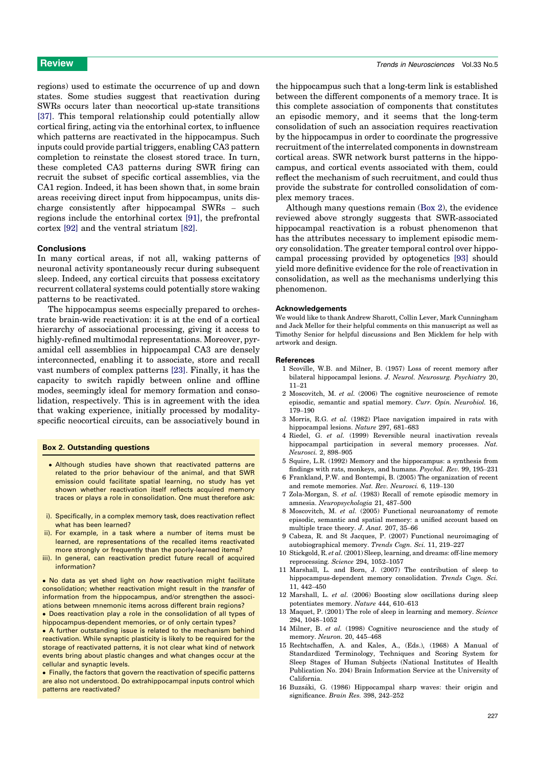regions) used to estimate the occurrence of up and down states. Some studies suggest that reactivation during SWRs occurs later than neocortical up-state transitions [37]. This temporal relationship could potentially allow cortical firing, acting via the entorhinal cortex, to influence which patterns are reactivated in the hippocampus. Such inputs could provide partial triggers, enabling CA3 pattern completion to reinstate the closest stored trace. In turn, these completed CA3 patterns during SWR firing can recruit the subset of specific cortical assemblies, via the CA1 region. Indeed, it has been shown that, in some brain areas receiving direct input from hippocampus, units discharge consistently after hippocampal SWRs – such regions include the entorhinal cortex [91], the prefrontal cortex [92] and the ventral striatum [82].

## Conclusions

In many cortical areas, if not all, waking patterns of neuronal activity spontaneously recur during subsequent sleep. Indeed, any cortical circuits that possess excitatory recurrent collateral systems could potentially store waking patterns to be reactivated.

The hippocampus seems especially prepared to orchestrate brain-wide reactivation: it is at the end of a cortical hierarchy of associational processing, giving it access to highly-refined multimodal representations. Moreover, pyramidal cell assemblies in hippocampal CA3 are densely interconnected, enabling it to associate, store and recall vast numbers of complex patterns [23]. Finally, it has the capacity to switch rapidly between online and offline modes, seemingly ideal for memory formation and consolidation, respectively. This is in agreement with the idea that waking experience, initially processed by modality-specific neocortical circuits, can be associatively bound in the hippocampus such that a long-term link is established between the different components of a memory trace. It is this complete association of components that constitutes an episodic memory, and it seems that the long-term consolidation of such an association requires reactivation by the hippocampus in order to coordinate the progressive recruitment of the interrelated components in downstream cortical areas. SWR network burst patterns in the hippocampus, and cortical events associated with them, could reflect the mechanism of such recruitment, and could thus provide the substrate for controlled consolidation of complex memory traces.

Although many questions remain (Box 2), the evidence reviewed above strongly suggests that SWR-associated hippocampal reactivation is a robust phenomenon that has the attributes necessary to implement episodic memory consolidation. The greater temporal control over hippocampal processing provided by optogenetics [93] should yield more definitive evidence for the role of reactivation in consolidation, as well as the mechanisms underlying this phenomenon.

### Box 2. Outstanding questions

- Although studies have shown that reactivated patterns are related to the prior behaviour of the animal, and that SWR emission could facilitate spatial learning, no study has yet shown whether reactivation itself reflects acquired memory traces or plays a role in consolidation. One must therefore ask:

i). Specifically, in a complex memory task, does reactivation reflect what has been learned?
ii). For example, in a task where a number of items must be learned, are representations of the recalled items reactivated more strongly or frequently than the poorly-learned items?
iii). In general, can reactivation predict future recall of acquired information?

- No data as yet shed light on *how* reactivation might facilitate consolidation; whether reactivation might result in the *transfer* of information from the hippocampus, and/or strengthen the associations between mnemonic items across different brain regions?
- Does reactivation play a role in the consolidation of all types of hippocampus-dependent memories, or of only certain types?
- A further outstanding issue is related to the mechanism behind reactivation. While synaptic plasticity is likely to be required for the storage of reactivated patterns, it is not clear what kind of network events bring about plastic changes and what changes occur at the cellular and synaptic levels.
- Finally, the factors that govern the reactivation of specific patterns are also not understood. Do extrahippocampal inputs control which patterns are reactivated?

## Acknowledgements

We would like to thank Andrew Sharott, Collin Lever, Mark Cunningham and Jack Mellor for their helpful comments on this manuscript as well as Timothy Senior for helpful discussions and Ben Micklem for help with artwork and design.

## References

1 Scoville, W.B. and Milner, B. (1957) Loss of recent memory after bilateral hippocampal lesions. *J. Neurol. Neurosurg. Psychiatry* 20, 11–21

2 Moscovitch, M. *et al.* (2006) The cognitive neuroscience of remote episodic, semantic and spatial memory. *Curr. Opin. Neurobiol.* 16, 179–190

3 Morris, R.G. *et al.* (1982) Place navigation impaired in rats with hippocampal lesions. *Nature* 297, 681–683

4 Riedel, G. *et al.* (1999) Reversible neural inactivation reveals hippocampal participation in several memory processes. *Nat. Neurosci.* 2, 898–905

5 Squire, L.R. (1992) Memory and the hippocampus: a synthesis from findings with rats, monkeys, and humans. *Psychol. Rev.* 99, 195–231

6 Frankland, P.W. and Bontempi, B. (2005) The organization of recent and remote memories. *Nat. Rev. Neurosci.* 6, 119–130

7 Zola-Morgan, S. *et al.* (1983) Recall of remote episodic memory in amnesia. *Neuropsychologia* 21, 487–500

8 Moscovitch, M. *et al.* (2005) Functional neuroanatomy of remote episodic, semantic and spatial memory: a unified account based on multiple trace theory. *J. Anat.* 207, 35–66

9 Cabeza, R. and St Jacques, P. (2007) Functional neuroimaging of autobiographical memory. *Trends Cogn. Sci.* 11, 219–227

10 Stickgold, R. *et al.* (2001) Sleep, learning, and dreams: off-line memory reprocessing. *Science* 294, 1052–1057

11 Marshall, L. and Born, J. (2007) The contribution of sleep to hippocampus-dependent memory consolidation. *Trends Cogn. Sci.* 11, 442–450

12 Marshall, L. *et al.* (2006) Boosting slow oscillations during sleep potentiates memory. *Nature* 444, 610–613

13 Maquet, P. (2001) The role of sleep in learning and memory. *Science* 294, 1048–1052

14 Milner, B. *et al.* (1998) Cognitive neuroscience and the study of memory. *Neuron.* 20, 445–468

15 Rechtschaffen, A. and Kales, A., (Eds.), (1968) A Manual of Standardized Terminology, Techniques and Scoring System for Sleep Stages of Human Subjects (National Institutes of Health Publication No. 204) Brain Information Service at the University of California.

16 Buzsáki, G. (1986) Hippocampal sharp waves: their origin and significance. *Brain Res.* 398, 242–252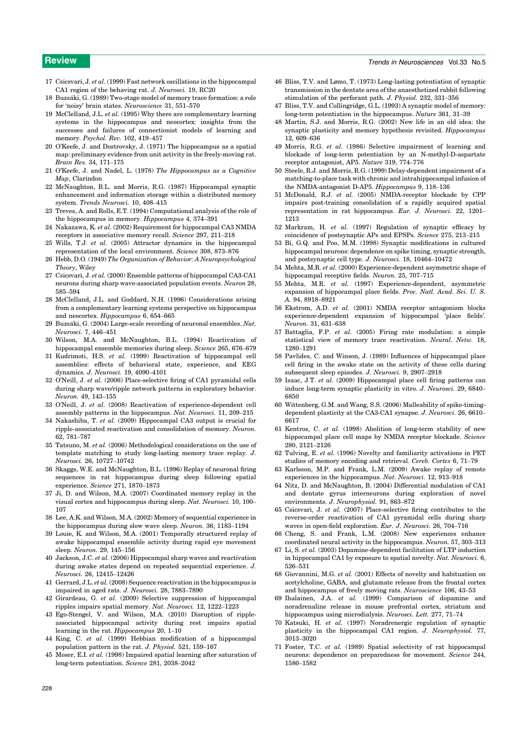17 Csicsvari, J. *et al.* (1999) Fast network oscillations in the hippocampal CA1 region of the behaving rat. *J. Neurosci.* 19, RC20

18 Buzsáki, G. (1989) Two-stage model of memory trace formation: a role for 'noisy' brain states. *Neuroscience* 31, 551–570

19 McClelland, J.L. *et al.* (1995) Why there are complementary learning systems in the hippocampus and neocortex: insights from the successes and failures of connectionist models of learning and memory. *Psychol. Rev.* 102, 419–457

20 O'Keefe, J. and Dostrovsky, J. (1971) The hippocampus as a spatial map: preliminary evidence from unit activity in the freely-moving rat. *Brain Res.* 34, 171–175

21 O'Keefe, J. and Nadel, L. (1978) *The Hippocampus as a Cognitive Map*, Clarindon

22 McNaughton, B.L. and Morris, R.G. (1987) Hippocampal synaptic enhancement and information storage within a distributed memory system. *Trends Neurosci.* 10, 408–415

23 Treves, A. and Rolls, E.T. (1994) Computational analysis of the role of the hippocampus in memory. *Hippocampus* 4, 374–391

24 Nakazawa, K. *et al.* (2002) Requirement for hippocampal CA3 NMDA receptors in associative memory recall. *Science* 297, 211–218

25 Wills, T.J. *et al.* (2005) Attractor dynamics in the hippocampal representation of the local environment. *Science* 308, 873–876

26 Hebb, D.O. (1949) *The Organization of Behavior: A Neuropsychological Theory*, Wiley

27 Csicsvari, J. *et al.* (2000) Ensemble patterns of hippocampal CA3-CA1 neurons during sharp wave-associated population events. *Neuron* 28, 585–594

28 McClelland, J.L. and Goddard, N.H. (1996) Considerations arising from a complementary learning systems perspective on hippocampus and neocortex. *Hippocampus* 6, 654–665

29 Buzsáki, G. (2004) Large-scale recording of neuronal ensembles. *Nat. Neurosci.* 7, 446–451

30 Wilson, M.A. and McNaughton, B.L. (1994) Reactivation of hippocampal ensemble memories during sleep. *Science* 265, 676–679

31 Kudrimoti, H.S. *et al.* (1999) Reactivation of hippocampal cell assemblies: effects of behavioral state, experience, and EEG dynamics. *J. Neurosci.* 19, 4090–4101

32 O'Neill, J. *et al.* (2006) Place-selective firing of CA1 pyramidal cells during sharp wave/ripple network patterns in exploratory behavior. *Neuron.* 49, 143–155

33 O'Neill, J. *et al.* (2008) Reactivation of experience-dependent cell assembly patterns in the hippocampus. *Nat. Neurosci.* 11, 209–215

34 Nakashiba, T. *et al.* (2009) Hippocampal CA3 output is crucial for ripple-associated reactivation and consolidation of memory. *Neuron.* 62, 781–787

35 Tatsuno, M. *et al.* (2006) Methodological considerations on the use of template matching to study long-lasting memory trace replay. *J. Neurosci.* 26, 10727–10742

36 Skaggs, W.E. and McNaughton, B.L. (1996) Replay of neuronal firing sequences in rat hippocampus during sleep following spatial experience. *Science* 271, 1870–1873

37 Ji, D. and Wilson, M.A. (2007) Coordinated memory replay in the visual cortex and hippocampus during sleep. *Nat. Neurosci.* 10, 100–107

38 Lee, A.K. and Wilson, M.A. (2002) Memory of sequential experience in the hippocampus during slow wave sleep. *Neuron.* 36, 1183–1194

39 Louie, K. and Wilson, M.A. (2001) Temporally structured replay of awake hippocampal ensemble activity during rapid eye movement sleep. *Neuron.* 29, 145–156

40 Jackson, J.C. *et al.* (2006) Hippocampal sharp waves and reactivation during awake states depend on repeated sequential experience. *J. Neurosci.* 26, 12415–12426

41 Gerrard, J.L. *et al.* (2008) Sequence reactivation in the hippocampus is impaired in aged rats. *J. Neurosci.* 28, 7883–7890

42 Girardeau, G. *et al.* (2009) Selective suppression of hippocampal ripples impairs spatial memory. *Nat. Neurosci.* 12, 1222–1223

43 Ego-Stengel, V. and Wilson, M.A. (2010) Disruption of ripple-associated hippocampal activity during rest impairs spatial learning in the rat. *Hippocampus* 20, 1–10

44 King, C. *et al.* (1999) Hebbian modification of a hippocampal population pattern in the rat. *J. Physiol.* 521, 159–167

45 Moser, E.I. *et al.* (1998) Impaired spatial learning after saturation of long-term potentiation. *Science* 281, 2038–2042

46 Bliss, T.V. and Lømo, T. (1973) Long-lasting potentiation of synaptic transmission in the dentate area of the anaesthetized rabbit following stimulation of the perforant path. *J. Physiol.* 232, 331–356

47 Bliss, T.V. and Collingridge, G.L. (1993) A synaptic model of memory: long-term potentiation in the hippocampus. *Nature* 361, 31–39

48 Martin, S.J. and Morris, R.G. (2002) New life in an old idea: the synaptic plasticity and memory hypothesis revisited. *Hippocampus* 12, 609–636

49 Morris, R.G. *et al.* (1986) Selective impairment of learning and blockade of long-term potentiation by an N-methyl-D-aspartate receptor antagonist, AP5. *Nature* 319, 774–776

50 Steele, R.J. and Morris, R.G. (1999) Delay-dependent impairment of a matching-to-place task with chronic and intrahippocampal infusion of the NMDA-antagonist D-AP5. *Hippocampus* 9, 118–136

51 McDonald, R.J. *et al.* (2005) NMDA-receptor blockade by CPP impairs post-training consolidation of a rapidly acquired spatial representation in rat hippocampus. *Eur. J. Neurosci.* 22, 1201–1213

52 Markram, H. *et al.* (1997) Regulation of synaptic efficacy by coincidence of postsynaptic APs and EPSPs. *Science* 275, 213–215

53 Bi, G.Q. and Poo, M.M. (1998) Synaptic modifications in cultured hippocampal neurons: dependence on spike timing, synaptic strength, and postsynaptic cell type. *J. Neurosci.* 18, 10464–10472

54 Mehta, M.R. *et al.* (2000) Experience-dependent asymmetric shape of hippocampal receptive fields. *Neuron.* 25, 707–715

55 Mehta, M.R. *et al.* (1997) Experience-dependent, asymmetric expansion of hippocampal place fields. *Proc. Natl. Acad. Sci. U. S. A.* 94, 8918–8921

56 Ekstrom, A.D. *et al.* (2001) NMDA receptor antagonism blocks experience-dependent expansion of hippocampal 'place fields'. *Neuron.* 31, 631–638

57 Battaglia, F.P. *et al.* (2005) Firing rate modulation: a simple statistical view of memory trace reactivation. *Neural. Netw.* 18, 1280–1291

58 Pavlides, C. and Winson, J. (1989) Influences of hippocampal place cell firing in the awake state on the activity of these cells during subsequent sleep episodes. *J. Neurosci.* 9, 2907–2918

59 Isaac, J.T. *et al.* (2009) Hippocampal place cell firing patterns can induce long-term synaptic plasticity in vitro. *J. Neurosci.* 29, 6840–6850

60 Wittenberg, G.M. and Wang, S.S. (2006) Malleability of spike-timing-dependent plasticity at the CA3-CA1 synapse. *J. Neurosci.* 26, 6610–6617

61 Kentros, C. *et al.* (1998) Abolition of long-term stability of new hippocampal place cell maps by NMDA receptor blockade. *Science* 280, 2121–2126

62 Tulving, E. *et al.* (1996) Novelty and familiarity activations in PET studies of memory encoding and retrieval. *Cereb. Cortex* 6, 71–79

63 Karlsson, M.P. and Frank, L.M. (2009) Awake replay of remote experiences in the hippocampus. *Nat. Neurosci.* 12, 913–918

64 Nitz, D. and McNaughton, B. (2004) Differential modulation of CA1 and dentate gyrus interneurons during exploration of novel environments. *J. Neurophysiol.* 91, 863–872

65 Csicsvari, J. *et al.* (2007) Place-selective firing contributes to the reverse-order reactivation of CA1 pyramidal cells during sharp waves in open-field exploration. *Eur. J. Neurosci.* 26, 704–716

66 Cheng, S. and Frank, L.M. (2008) New experiences enhance coordinated neural activity in the hippocampus. *Neuron.* 57, 303–313

67 Li, S. *et al.* (2003) Dopamine-dependent facilitation of LTP induction in hippocampal CA1 by exposure to spatial novelty. *Nat. Neurosci.* 6, 526–531

68 Giovannini, M.G. *et al.* (2001) Effects of novelty and habituation on acetylcholine, GABA, and glutamate release from the frontal cortex and hippocampus of freely moving rats. *Neuroscience* 106, 43–53

69 Ihalainen, J.A. *et al.* (1999) Comparison of dopamine and noradrenaline release in mouse prefrontal cortex, striatum and hippocampus using microdialysis. *Neurosci. Lett.* 277, 71–74

70 Katsuki, H. *et al.* (1997) Noradrenergic regulation of synaptic plasticity in the hippocampal CA1 region. *J. Neurophysiol.* 77, 3013–3020

71 Foster, T.C. *et al.* (1989) Spatial selectivity of rat hippocampal neurons: dependence on preparedness for movement. *Science* 244, 1580–1582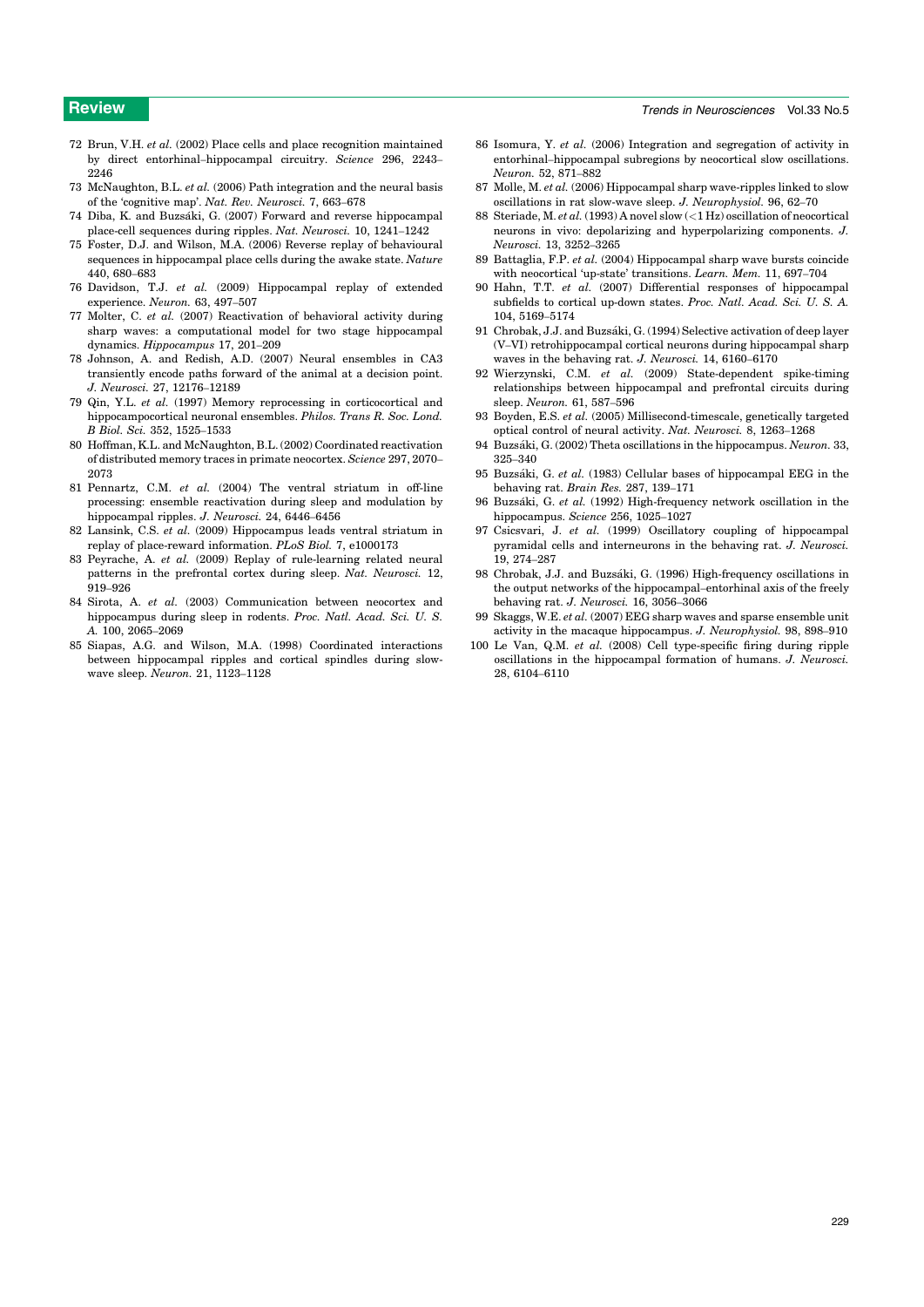72 Brun, V.H. *et al.* (2002) Place cells and place recognition maintained by direct entorhinal–hippocampal circuitry. *Science* 296, 2243–2246

73 McNaughton, B.L. *et al.* (2006) Path integration and the neural basis of the 'cognitive map'. *Nat. Rev. Neurosci.* 7, 663–678

74 Diba, K. and Buzsáki, G. (2007) Forward and reverse hippocampal place-cell sequences during ripples. *Nat. Neurosci.* 10, 1241–1242

75 Foster, D.J. and Wilson, M.A. (2006) Reverse replay of behavioural sequences in hippocampal place cells during the awake state. *Nature* 440, 680–683

76 Davidson, T.J. *et al.* (2009) Hippocampal replay of extended experience. *Neuron.* 63, 497–507

77 Molter, C. *et al.* (2007) Reactivation of behavioral activity during sharp waves: a computational model for two stage hippocampal dynamics. *Hippocampus* 17, 201–209

78 Johnson, A. and Redish, A.D. (2007) Neural ensembles in CA3 transiently encode paths forward of the animal at a decision point. *J. Neurosci.* 27, 12176–12189

79 Qin, Y.L. *et al.* (1997) Memory reprocessing in corticocortical and hippocampocortical neuronal ensembles. *Philos. Trans R. Soc. Lond. B Biol. Sci.* 352, 1525–1533

80 Hoffman, K.L. and McNaughton, B.L. (2002) Coordinated reactivation of distributed memory traces in primate neocortex. *Science* 297, 2070–2073

81 Pennartz, C.M. *et al.* (2004) The ventral striatum in off-line processing: ensemble reactivation during sleep and modulation by hippocampal ripples. *J. Neurosci.* 24, 6446–6456

82 Lansink, C.S. *et al.* (2009) Hippocampus leads ventral striatum in replay of place-reward information. *PLoS Biol.* 7, e1000173

83 Peyrache, A. *et al.* (2009) Replay of rule-learning related neural patterns in the prefrontal cortex during sleep. *Nat. Neurosci.* 12, 919–926

84 Sirota, A. *et al.* (2003) Communication between neocortex and hippocampus during sleep in rodents. *Proc. Natl. Acad. Sci. U. S. A.* 100, 2065–2069

85 Siapas, A.G. and Wilson, M.A. (1998) Coordinated interactions between hippocampal ripples and cortical spindles during slow-wave sleep. *Neuron.* 21, 1123–1128

86 Isomura, Y. *et al.* (2006) Integration and segregation of activity in entorhinal–hippocampal subregions by neocortical slow oscillations. *Neuron.* 52, 871–882

87 Molle, M. *et al.* (2006) Hippocampal sharp wave-ripples linked to slow oscillations in rat slow-wave sleep. *J. Neurophysiol.* 96, 62–70

88 Steriade, M. *et al.* (1993) A novel slow (<1 Hz) oscillation of neocortical neurons in vivo: depolarizing and hyperpolarizing components. *J. Neurosci.* 13, 3252–3265

89 Battaglia, F.P. *et al.* (2004) Hippocampal sharp wave bursts coincide with neocortical 'up-state' transitions. *Learn. Mem.* 11, 697–704

90 Hahn, T.T. *et al.* (2007) Differential responses of hippocampal subfields to cortical up-down states. *Proc. Natl. Acad. Sci. U. S. A.* 104, 5169–5174

91 Chrobak, J.J. and Buzsáki, G. (1994) Selective activation of deep layer (V–VI) retrohippocampal cortical neurons during hippocampal sharp waves in the behaving rat. *J. Neurosci.* 14, 6160–6170

92 Wierzynski, C.M. *et al.* (2009) State-dependent spike-timing relationships between hippocampal and prefrontal circuits during sleep. *Neuron.* 61, 587–596

93 Boyden, E.S. *et al.* (2005) Millisecond-timescale, genetically targeted optical control of neural activity. *Nat. Neurosci.* 8, 1263–1268

94 Buzsáki, G. (2002) Theta oscillations in the hippocampus. *Neuron.* 33, 325–340

95 Buzsáki, G. *et al.* (1983) Cellular bases of hippocampal EEG in the behaving rat. *Brain Res.* 287, 139–171

96 Buzsáki, G. *et al.* (1992) High-frequency network oscillation in the hippocampus. *Science* 256, 1025–1027

97 Csicsvari, J. *et al.* (1999) Oscillatory coupling of hippocampal pyramidal cells and interneurons in the behaving rat. *J. Neurosci.* 19, 274–287

98 Chrobak, J.J. and Buzsáki, G. (1996) High-frequency oscillations in the output networks of the hippocampal–entorhinal axis of the freely behaving rat. *J. Neurosci.* 16, 3056–3066

99 Skaggs, W.E. *et al.* (2007) EEG sharp waves and sparse ensemble unit activity in the macaque hippocampus. *J. Neurophysiol.* 98, 898–910

100 Le Van, Q.M. *et al.* (2008) Cell type-specific firing during ripple oscillations in the hippocampal formation of humans. *J. Neurosci.* 28, 6104–6110